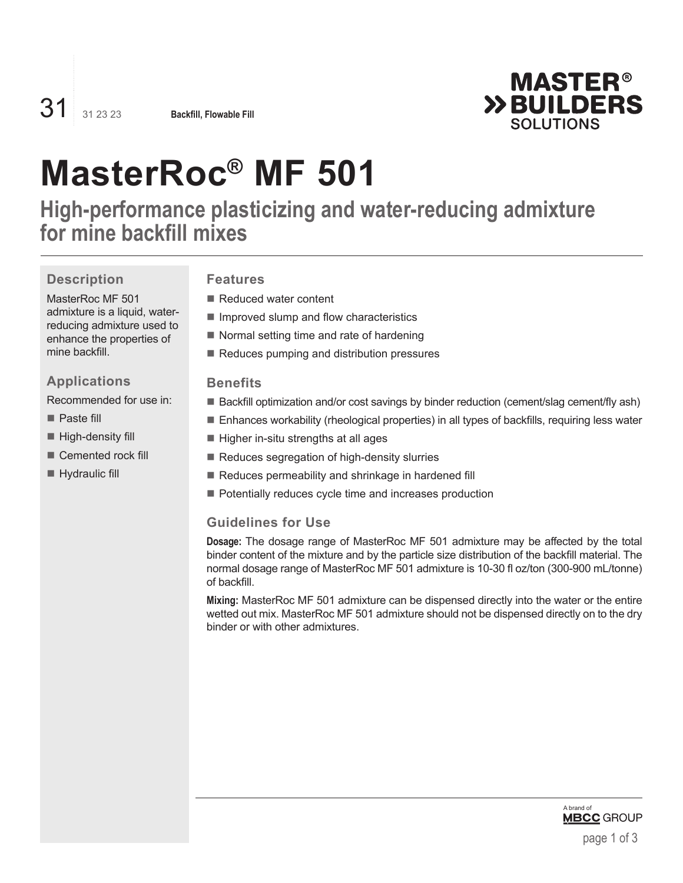31 | 31 23 23 **Backfill, Flowable Fill**

# MasterRoc® MF 501

## High-performance plasticizing and water-reducing admixture for mine backfill mixes

### Description

MasterRoc MF 501 admixture is a liquid, water-reducing admixture used to enhance the properties of mine backfill.

### Applications

Recommended for use in:

- Paste fill
- High-density fill
- Cemented rock fill
- Hydraulic fill

### Features

- Reduced water content
- Improved slump and flow characteristics
- Normal setting time and rate of hardening
- Reduces pumping and distribution pressures

### Benefits

- Backfill optimization and/or cost savings by binder reduction (cement/slag cement/fly ash)
- Enhances workability (rheological properties) in all types of backfills, requiring less water
- Higher in-situ strengths at all ages
- Reduces segregation of high-density slurries
- Reduces permeability and shrinkage in hardened fill
- Potentially reduces cycle time and increases production

### Guidelines for Use

**Dosage:** The dosage range of MasterRoc MF 501 admixture may be affected by the total binder content of the mixture and by the particle size distribution of the backfill material. The normal dosage range of MasterRoc MF 501 admixture is 10-30 fl oz/ton (300-900 mL/tonne) of backfill.

**Mixing:** MasterRoc MF 501 admixture can be dispensed directly into the water or the entire wetted out mix. MasterRoc MF 501 admixture should not be dispensed directly on to the dry binder or with other admixtures.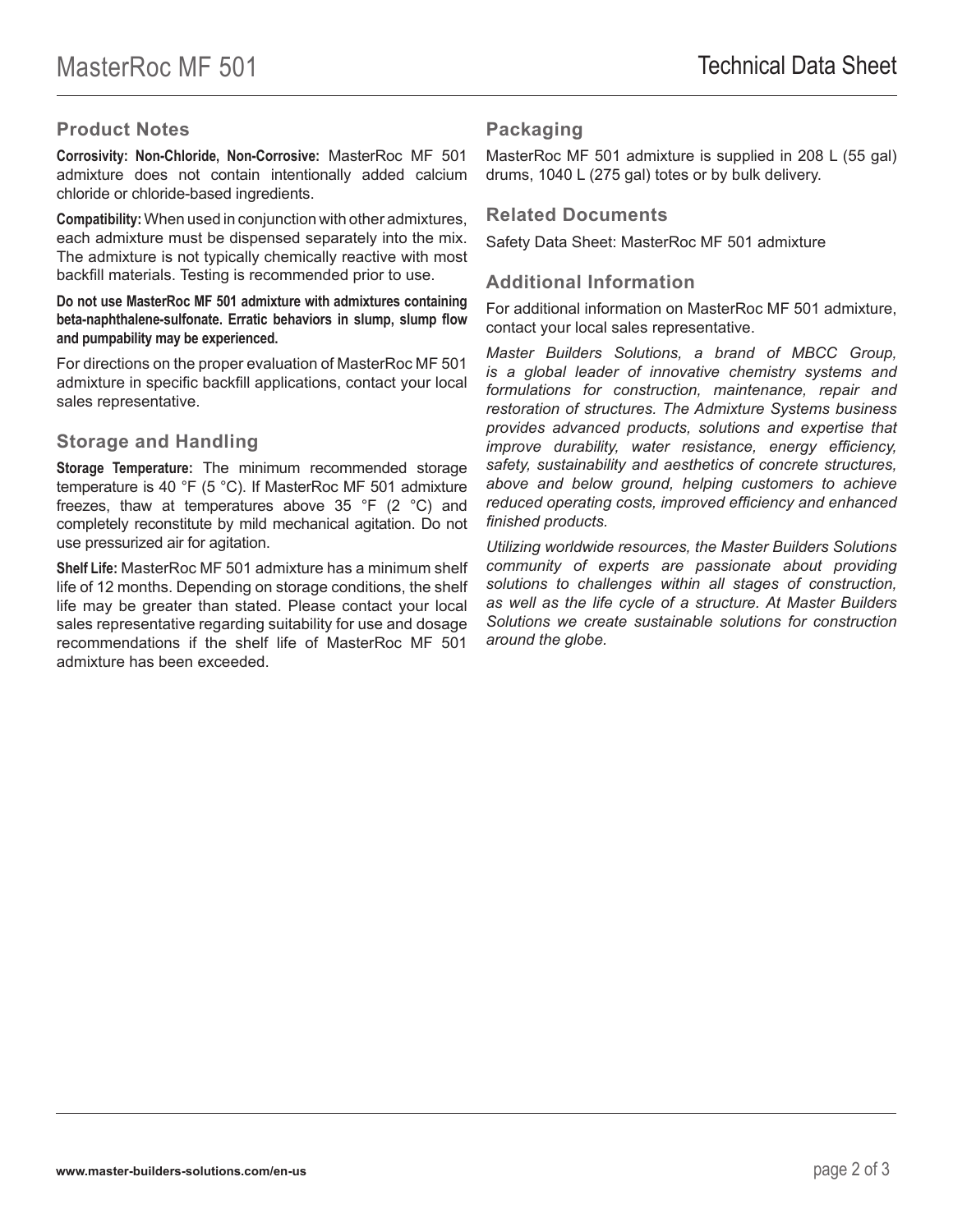## Product Notes

**Corrosivity: Non-Chloride, Non-Corrosive:** MasterRoc MF 501 admixture does not contain intentionally added calcium chloride or chloride-based ingredients.

**Compatibility:** When used in conjunction with other admixtures, each admixture must be dispensed separately into the mix. The admixture is not typically chemically reactive with most backfill materials. Testing is recommended prior to use.

**Do not use MasterRoc MF 501 admixture with admixtures containing beta-naphthalene-sulfonate. Erratic behaviors in slump, slump flow and pumpability may be experienced.**

For directions on the proper evaluation of MasterRoc MF 501 admixture in specific backfill applications, contact your local sales representative.

## Storage and Handling

**Storage Temperature:** The minimum recommended storage temperature is 40 °F (5 °C). If MasterRoc MF 501 admixture freezes, thaw at temperatures above 35 °F (2 °C) and completely reconstitute by mild mechanical agitation. Do not use pressurized air for agitation.

**Shelf Life:** MasterRoc MF 501 admixture has a minimum shelf life of 12 months. Depending on storage conditions, the shelf life may be greater than stated. Please contact your local sales representative regarding suitability for use and dosage recommendations if the shelf life of MasterRoc MF 501 admixture has been exceeded.

## Packaging

MasterRoc MF 501 admixture is supplied in 208 L (55 gal) drums, 1040 L (275 gal) totes or by bulk delivery.

## Related Documents

Safety Data Sheet: MasterRoc MF 501 admixture

## Additional Information

For additional information on MasterRoc MF 501 admixture, contact your local sales representative.

*Master Builders Solutions, a brand of MBCC Group, is a global leader of innovative chemistry systems and formulations for construction, maintenance, repair and restoration of structures. The Admixture Systems business provides advanced products, solutions and expertise that improve durability, water resistance, energy efficiency, safety, sustainability and aesthetics of concrete structures, above and below ground, helping customers to achieve reduced operating costs, improved efficiency and enhanced finished products.*

*Utilizing worldwide resources, the Master Builders Solutions community of experts are passionate about providing solutions to challenges within all stages of construction, as well as the life cycle of a structure. At Master Builders Solutions we create sustainable solutions for construction around the globe.*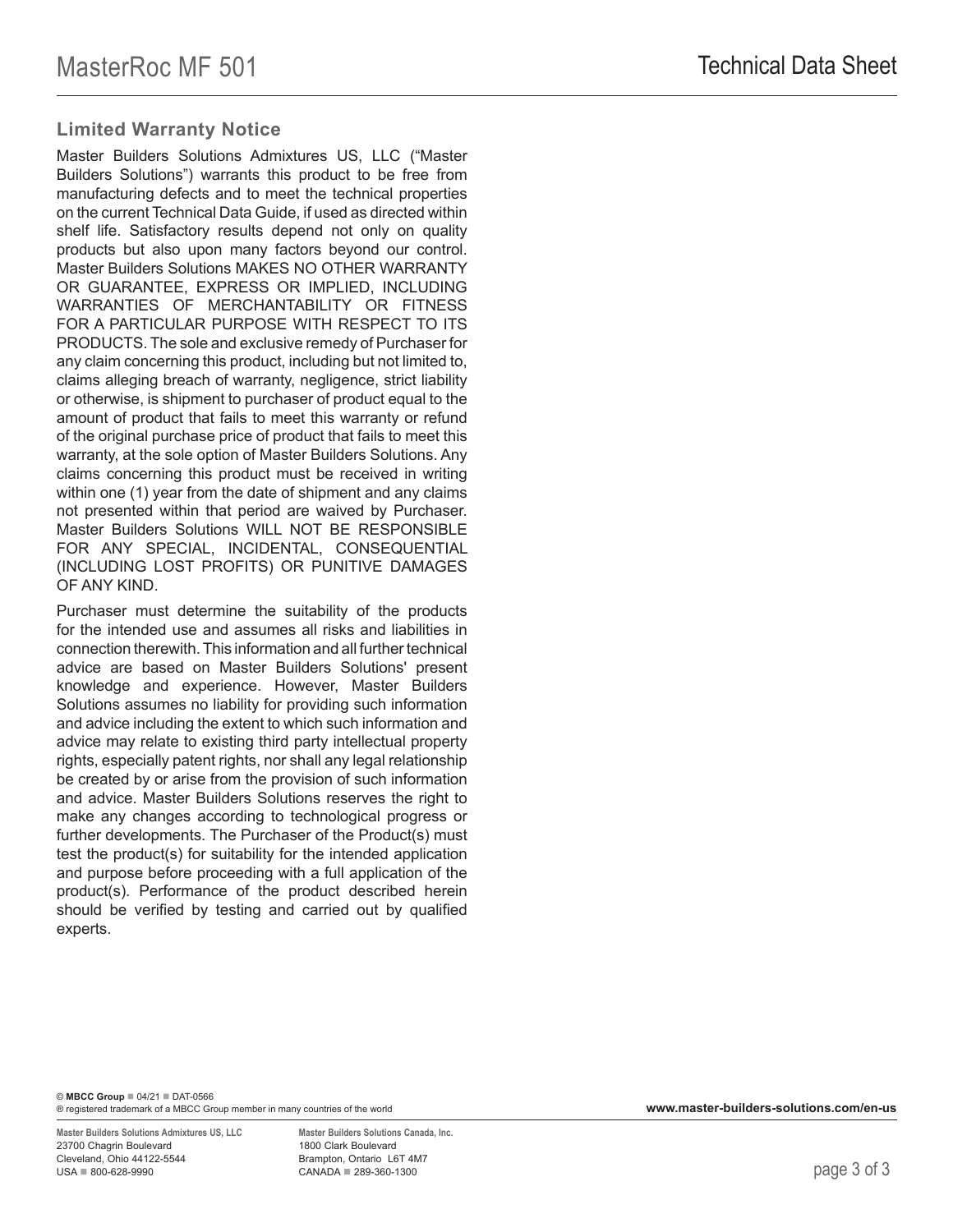## Limited Warranty Notice

Master Builders Solutions Admixtures US, LLC ("Master Builders Solutions") warrants this product to be free from manufacturing defects and to meet the technical properties on the current Technical Data Guide, if used as directed within shelf life. Satisfactory results depend not only on quality products but also upon many factors beyond our control. Master Builders Solutions MAKES NO OTHER WARRANTY OR GUARANTEE, EXPRESS OR IMPLIED, INCLUDING WARRANTIES OF MERCHANTABILITY OR FITNESS FOR A PARTICULAR PURPOSE WITH RESPECT TO ITS PRODUCTS. The sole and exclusive remedy of Purchaser for any claim concerning this product, including but not limited to, claims alleging breach of warranty, negligence, strict liability or otherwise, is shipment to purchaser of product equal to the amount of product that fails to meet this warranty or refund of the original purchase price of product that fails to meet this warranty, at the sole option of Master Builders Solutions. Any claims concerning this product must be received in writing within one (1) year from the date of shipment and any claims not presented within that period are waived by Purchaser. Master Builders Solutions WILL NOT BE RESPONSIBLE FOR ANY SPECIAL, INCIDENTAL, CONSEQUENTIAL (INCLUDING LOST PROFITS) OR PUNITIVE DAMAGES OF ANY KIND.

Purchaser must determine the suitability of the products for the intended use and assumes all risks and liabilities in connection therewith. This information and all further technical advice are based on Master Builders Solutions' present knowledge and experience. However, Master Builders Solutions assumes no liability for providing such information and advice including the extent to which such information and advice may relate to existing third party intellectual property rights, especially patent rights, nor shall any legal relationship be created by or arise from the provision of such information and advice. Master Builders Solutions reserves the right to make any changes according to technological progress or further developments. The Purchaser of the Product(s) must test the product(s) for suitability for the intended application and purpose before proceeding with a full application of the product(s). Performance of the product described herein should be verified by testing and carried out by qualified experts.

© **MBCC Group** ■ 04/21 ■ DAT-0566
® registered trademark of a MBCC Group member in many countries of the world

**www.master-builders-solutions.com/en-us**

**Master Builders Solutions Admixtures US, LLC**
23700 Chagrin Boulevard
Cleveland, Ohio 44122-5544
USA ■ 800-628-9990

**Master Builders Solutions Canada, Inc.**
1800 Clark Boulevard
Brampton, Ontario L6T 4M7
CANADA ■ 289-360-1300